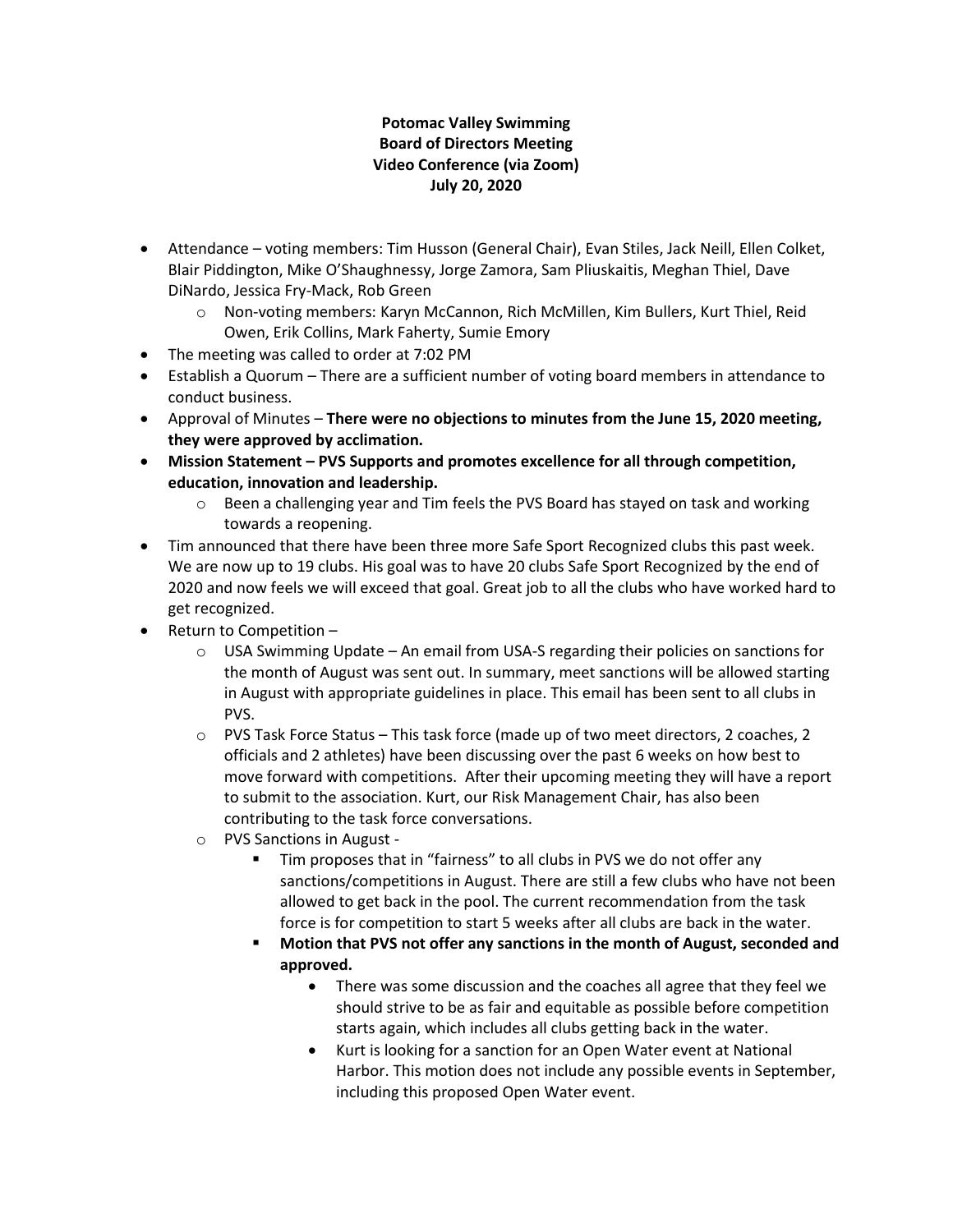**Potomac Valley Swimming**
**Board of Directors Meeting**
**Video Conference (via Zoom)**
**July 20, 2020**

- Attendance – voting members: Tim Husson (General Chair), Evan Stiles, Jack Neill, Ellen Colket, Blair Piddington, Mike O'Shaughnessy, Jorge Zamora, Sam Pliuskaitis, Meghan Thiel, Dave DiNardo, Jessica Fry-Mack, Rob Green
  - Non-voting members: Karyn McCannon, Rich McMillen, Kim Bullers, Kurt Thiel, Reid Owen, Erik Collins, Mark Faherty, Sumie Emory
- The meeting was called to order at 7:02 PM
- Establish a Quorum – There are a sufficient number of voting board members in attendance to conduct business.
- Approval of Minutes – **There were no objections to minutes from the June 15, 2020 meeting, they were approved by acclimation.**
- **Mission Statement – PVS Supports and promotes excellence for all through competition, education, innovation and leadership.**
  - Been a challenging year and Tim feels the PVS Board has stayed on task and working towards a reopening.
- Tim announced that there have been three more Safe Sport Recognized clubs this past week. We are now up to 19 clubs. His goal was to have 20 clubs Safe Sport Recognized by the end of 2020 and now feels we will exceed that goal. Great job to all the clubs who have worked hard to get recognized.
- Return to Competition –
  - USA Swimming Update – An email from USA-S regarding their policies on sanctions for the month of August was sent out. In summary, meet sanctions will be allowed starting in August with appropriate guidelines in place. This email has been sent to all clubs in PVS.
  - PVS Task Force Status – This task force (made up of two meet directors, 2 coaches, 2 officials and 2 athletes) have been discussing over the past 6 weeks on how best to move forward with competitions. After their upcoming meeting they will have a report to submit to the association. Kurt, our Risk Management Chair, has also been contributing to the task force conversations.
  - PVS Sanctions in August -
    - Tim proposes that in "fairness" to all clubs in PVS we do not offer any sanctions/competitions in August. There are still a few clubs who have not been allowed to get back in the pool. The current recommendation from the task force is for competition to start 5 weeks after all clubs are back in the water.
    - **Motion that PVS not offer any sanctions in the month of August, seconded and approved.**
      - There was some discussion and the coaches all agree that they feel we should strive to be as fair and equitable as possible before competition starts again, which includes all clubs getting back in the water.
      - Kurt is looking for a sanction for an Open Water event at National Harbor. This motion does not include any possible events in September, including this proposed Open Water event.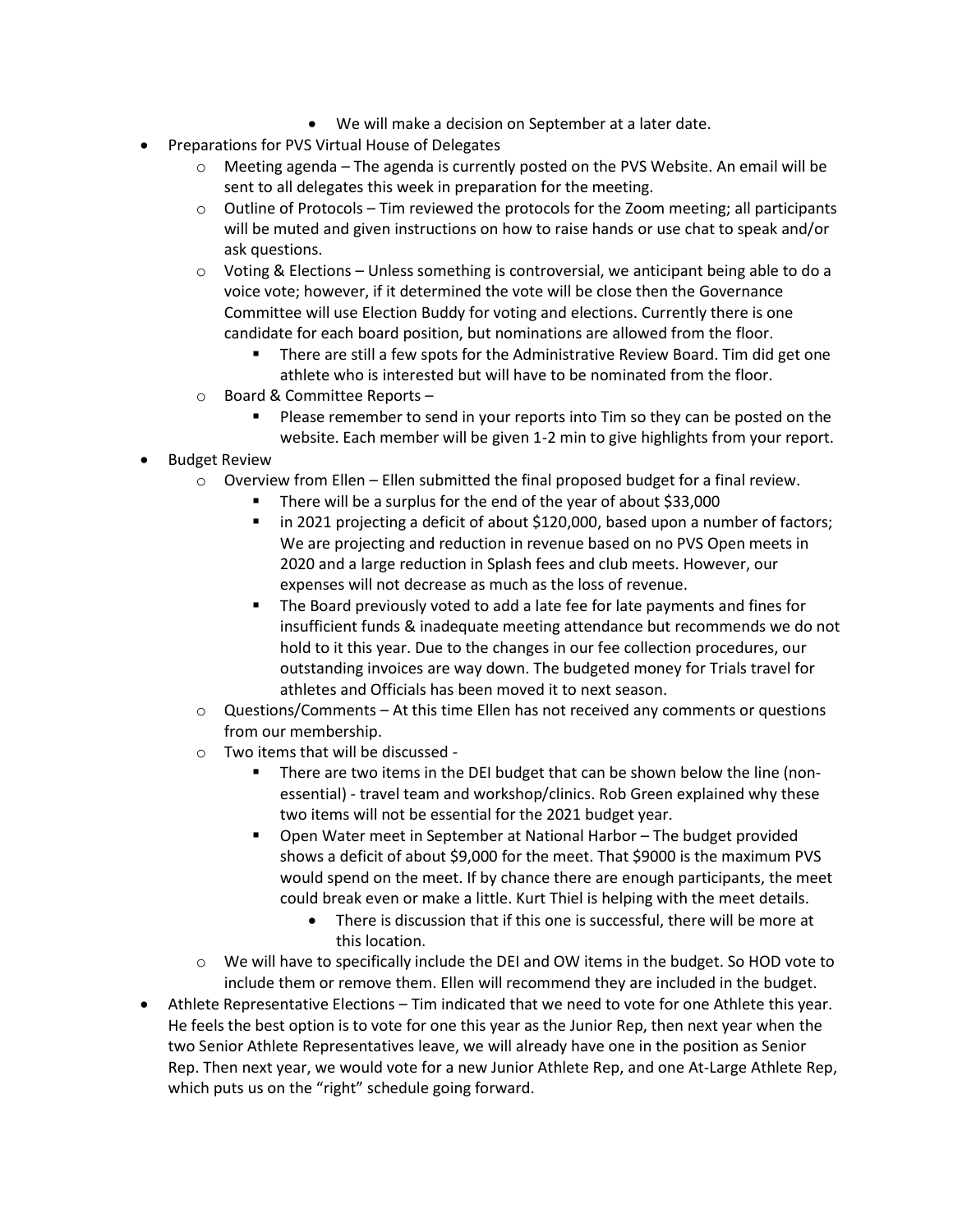- We will make a decision on September at a later date.
- Preparations for PVS Virtual House of Delegates
  - Meeting agenda – The agenda is currently posted on the PVS Website. An email will be sent to all delegates this week in preparation for the meeting.
  - Outline of Protocols – Tim reviewed the protocols for the Zoom meeting; all participants will be muted and given instructions on how to raise hands or use chat to speak and/or ask questions.
  - Voting & Elections – Unless something is controversial, we anticipant being able to do a voice vote; however, if it determined the vote will be close then the Governance Committee will use Election Buddy for voting and elections. Currently there is one candidate for each board position, but nominations are allowed from the floor.
    - There are still a few spots for the Administrative Review Board. Tim did get one athlete who is interested but will have to be nominated from the floor.
  - Board & Committee Reports –
    - Please remember to send in your reports into Tim so they can be posted on the website. Each member will be given 1-2 min to give highlights from your report.
- Budget Review
  - Overview from Ellen – Ellen submitted the final proposed budget for a final review.
    - There will be a surplus for the end of the year of about $33,000
    - in 2021 projecting a deficit of about $120,000, based upon a number of factors; We are projecting and reduction in revenue based on no PVS Open meets in 2020 and a large reduction in Splash fees and club meets. However, our expenses will not decrease as much as the loss of revenue.
    - The Board previously voted to add a late fee for late payments and fines for insufficient funds & inadequate meeting attendance but recommends we do not hold to it this year. Due to the changes in our fee collection procedures, our outstanding invoices are way down. The budgeted money for Trials travel for athletes and Officials has been moved it to next season.
  - Questions/Comments – At this time Ellen has not received any comments or questions from our membership.
  - Two items that will be discussed -
    - There are two items in the DEI budget that can be shown below the line (non-essential) - travel team and workshop/clinics. Rob Green explained why these two items will not be essential for the 2021 budget year.
    - Open Water meet in September at National Harbor – The budget provided shows a deficit of about $9,000 for the meet. That $9000 is the maximum PVS would spend on the meet. If by chance there are enough participants, the meet could break even or make a little. Kurt Thiel is helping with the meet details.
      - There is discussion that if this one is successful, there will be more at this location.
  - We will have to specifically include the DEI and OW items in the budget. So HOD vote to include them or remove them. Ellen will recommend they are included in the budget.
- Athlete Representative Elections – Tim indicated that we need to vote for one Athlete this year. He feels the best option is to vote for one this year as the Junior Rep, then next year when the two Senior Athlete Representatives leave, we will already have one in the position as Senior Rep. Then next year, we would vote for a new Junior Athlete Rep, and one At-Large Athlete Rep, which puts us on the "right" schedule going forward.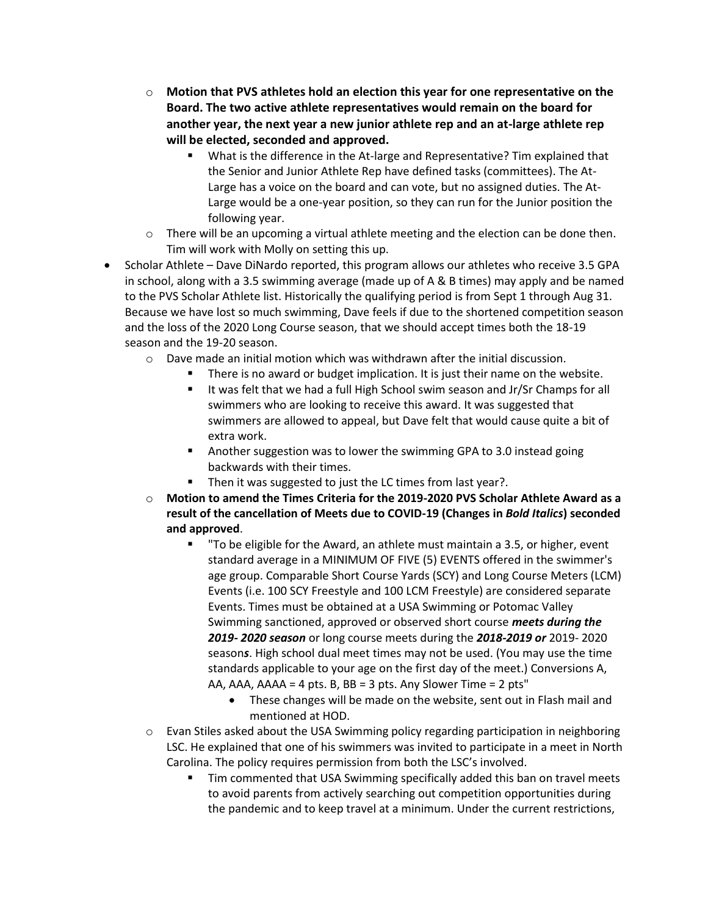- **Motion that PVS athletes hold an election this year for one representative on the Board. The two active athlete representatives would remain on the board for another year, the next year a new junior athlete rep and an at-large athlete rep will be elected, seconded and approved.**
        - What is the difference in the At-large and Representative? Tim explained that the Senior and Junior Athlete Rep have defined tasks (committees). The At-Large has a voice on the board and can vote, but no assigned duties. The At-Large would be a one-year position, so they can run for the Junior position the following year.
    - There will be an upcoming a virtual athlete meeting and the election can be done then. Tim will work with Molly on setting this up.
- Scholar Athlete – Dave DiNardo reported, this program allows our athletes who receive 3.5 GPA in school, along with a 3.5 swimming average (made up of A & B times) may apply and be named to the PVS Scholar Athlete list. Historically the qualifying period is from Sept 1 through Aug 31. Because we have lost so much swimming, Dave feels if due to the shortened competition season and the loss of the 2020 Long Course season, that we should accept times both the 18-19 season and the 19-20 season.
    - Dave made an initial motion which was withdrawn after the initial discussion.
        - There is no award or budget implication. It is just their name on the website.
        - It was felt that we had a full High School swim season and Jr/Sr Champs for all swimmers who are looking to receive this award. It was suggested that swimmers are allowed to appeal, but Dave felt that would cause quite a bit of extra work.
        - Another suggestion was to lower the swimming GPA to 3.0 instead going backwards with their times.
        - Then it was suggested to just the LC times from last year?.
    - **Motion to amend the Times Criteria for the 2019-2020 PVS Scholar Athlete Award as a result of the cancellation of Meets due to COVID-19 (Changes in *Bold Italics*) seconded and approved**.
        - "To be eligible for the Award, an athlete must maintain a 3.5, or higher, event standard average in a MINIMUM OF FIVE (5) EVENTS offered in the swimmer's age group. Comparable Short Course Yards (SCY) and Long Course Meters (LCM) Events (i.e. 100 SCY Freestyle and 100 LCM Freestyle) are considered separate Events. Times must be obtained at a USA Swimming or Potomac Valley Swimming sanctioned, approved or observed short course ***meets during the 2019- 2020 season*** or long course meets during the ***2018-2019 or*** 2019- 2020 season***s***. High school dual meet times may not be used. (You may use the time standards applicable to your age on the first day of the meet.) Conversions A, AA, AAA, AAAA = 4 pts. B, BB = 3 pts. Any Slower Time = 2 pts"
            - These changes will be made on the website, sent out in Flash mail and mentioned at HOD.
    - Evan Stiles asked about the USA Swimming policy regarding participation in neighboring LSC. He explained that one of his swimmers was invited to participate in a meet in North Carolina. The policy requires permission from both the LSC's involved.
        - Tim commented that USA Swimming specifically added this ban on travel meets to avoid parents from actively searching out competition opportunities during the pandemic and to keep travel at a minimum. Under the current restrictions,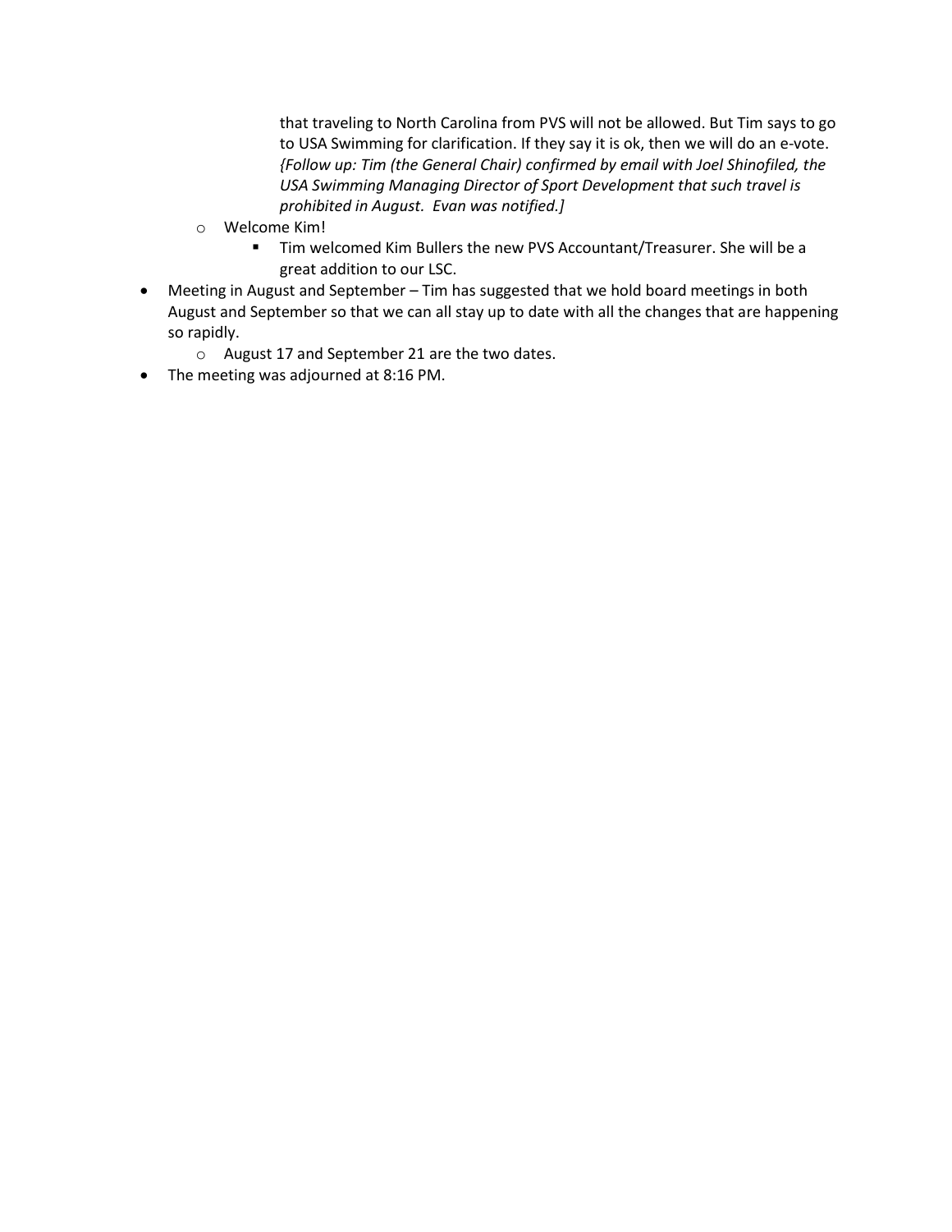that traveling to North Carolina from PVS will not be allowed. But Tim says to go to USA Swimming for clarification. If they say it is ok, then we will do an e-vote. *{Follow up: Tim (the General Chair) confirmed by email with Joel Shinofiled, the USA Swimming Managing Director of Sport Development that such travel is prohibited in August. Evan was notified.]*

- Welcome Kim!
  - Tim welcomed Kim Bullers the new PVS Accountant/Treasurer. She will be a great addition to our LSC.

- Meeting in August and September – Tim has suggested that we hold board meetings in both August and September so that we can all stay up to date with all the changes that are happening so rapidly.
  - August 17 and September 21 are the two dates.
- The meeting was adjourned at 8:16 PM.